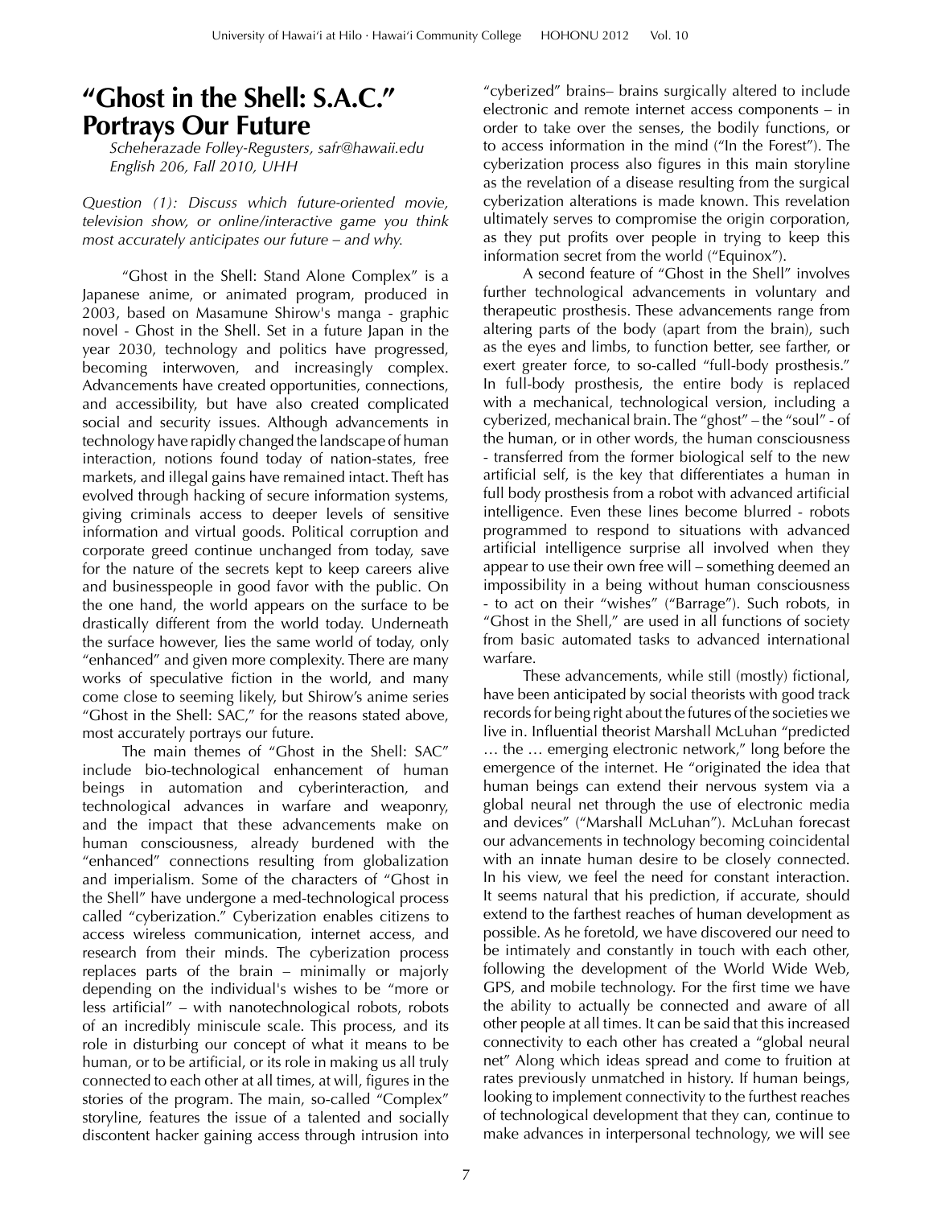# "Ghost in the Shell: S.A.C." Portrays Our Future

*Scheherazade Folley-Regusters, safr@hawaii.edu*
*English 206, Fall 2010, UHH*

*Question (1): Discuss which future-oriented movie, television show, or online/interactive game you think most accurately anticipates our future – and why.*

"Ghost in the Shell: Stand Alone Complex" is a Japanese anime, or animated program, produced in 2003, based on Masamune Shirow's manga - graphic novel - Ghost in the Shell. Set in a future Japan in the year 2030, technology and politics have progressed, becoming interwoven, and increasingly complex. Advancements have created opportunities, connections, and accessibility, but have also created complicated social and security issues. Although advancements in technology have rapidly changed the landscape of human interaction, notions found today of nation-states, free markets, and illegal gains have remained intact. Theft has evolved through hacking of secure information systems, giving criminals access to deeper levels of sensitive information and virtual goods. Political corruption and corporate greed continue unchanged from today, save for the nature of the secrets kept to keep careers alive and businesspeople in good favor with the public. On the one hand, the world appears on the surface to be drastically different from the world today. Underneath the surface however, lies the same world of today, only "enhanced" and given more complexity. There are many works of speculative fiction in the world, and many come close to seeming likely, but Shirow's anime series "Ghost in the Shell: SAC," for the reasons stated above, most accurately portrays our future.

The main themes of "Ghost in the Shell: SAC" include bio-technological enhancement of human beings in automation and cyberinteraction, and technological advances in warfare and weaponry, and the impact that these advancements make on human consciousness, already burdened with the "enhanced" connections resulting from globalization and imperialism. Some of the characters of "Ghost in the Shell" have undergone a med-technological process called "cyberization." Cyberization enables citizens to access wireless communication, internet access, and research from their minds. The cyberization process replaces parts of the brain – minimally or majorly depending on the individual's wishes to be "more or less artificial" – with nanotechnological robots, robots of an incredibly miniscule scale. This process, and its role in disturbing our concept of what it means to be human, or to be artificial, or its role in making us all truly connected to each other at all times, at will, figures in the stories of the program. The main, so-called "Complex" storyline, features the issue of a talented and socially discontent hacker gaining access through intrusion into "cyberized" brains– brains surgically altered to include electronic and remote internet access components – in order to take over the senses, the bodily functions, or to access information in the mind ("In the Forest"). The cyberization process also figures in this main storyline as the revelation of a disease resulting from the surgical cyberization alterations is made known. This revelation ultimately serves to compromise the origin corporation, as they put profits over people in trying to keep this information secret from the world ("Equinox").

A second feature of "Ghost in the Shell" involves further technological advancements in voluntary and therapeutic prosthesis. These advancements range from altering parts of the body (apart from the brain), such as the eyes and limbs, to function better, see farther, or exert greater force, to so-called "full-body prosthesis." In full-body prosthesis, the entire body is replaced with a mechanical, technological version, including a cyberized, mechanical brain. The "ghost" – the "soul" - of the human, or in other words, the human consciousness - transferred from the former biological self to the new artificial self, is the key that differentiates a human in full body prosthesis from a robot with advanced artificial intelligence. Even these lines become blurred - robots programmed to respond to situations with advanced artificial intelligence surprise all involved when they appear to use their own free will – something deemed an impossibility in a being without human consciousness - to act on their "wishes" ("Barrage"). Such robots, in "Ghost in the Shell," are used in all functions of society from basic automated tasks to advanced international warfare.

These advancements, while still (mostly) fictional, have been anticipated by social theorists with good track records for being right about the futures of the societies we live in. Influential theorist Marshall McLuhan "predicted … the … emerging electronic network," long before the emergence of the internet. He "originated the idea that human beings can extend their nervous system via a global neural net through the use of electronic media and devices" ("Marshall McLuhan"). McLuhan forecast our advancements in technology becoming coincidental with an innate human desire to be closely connected. In his view, we feel the need for constant interaction. It seems natural that his prediction, if accurate, should extend to the farthest reaches of human development as possible. As he foretold, we have discovered our need to be intimately and constantly in touch with each other, following the development of the World Wide Web, GPS, and mobile technology. For the first time we have the ability to actually be connected and aware of all other people at all times. It can be said that this increased connectivity to each other has created a "global neural net" Along which ideas spread and come to fruition at rates previously unmatched in history. If human beings, looking to implement connectivity to the furthest reaches of technological development that they can, continue to make advances in interpersonal technology, we will see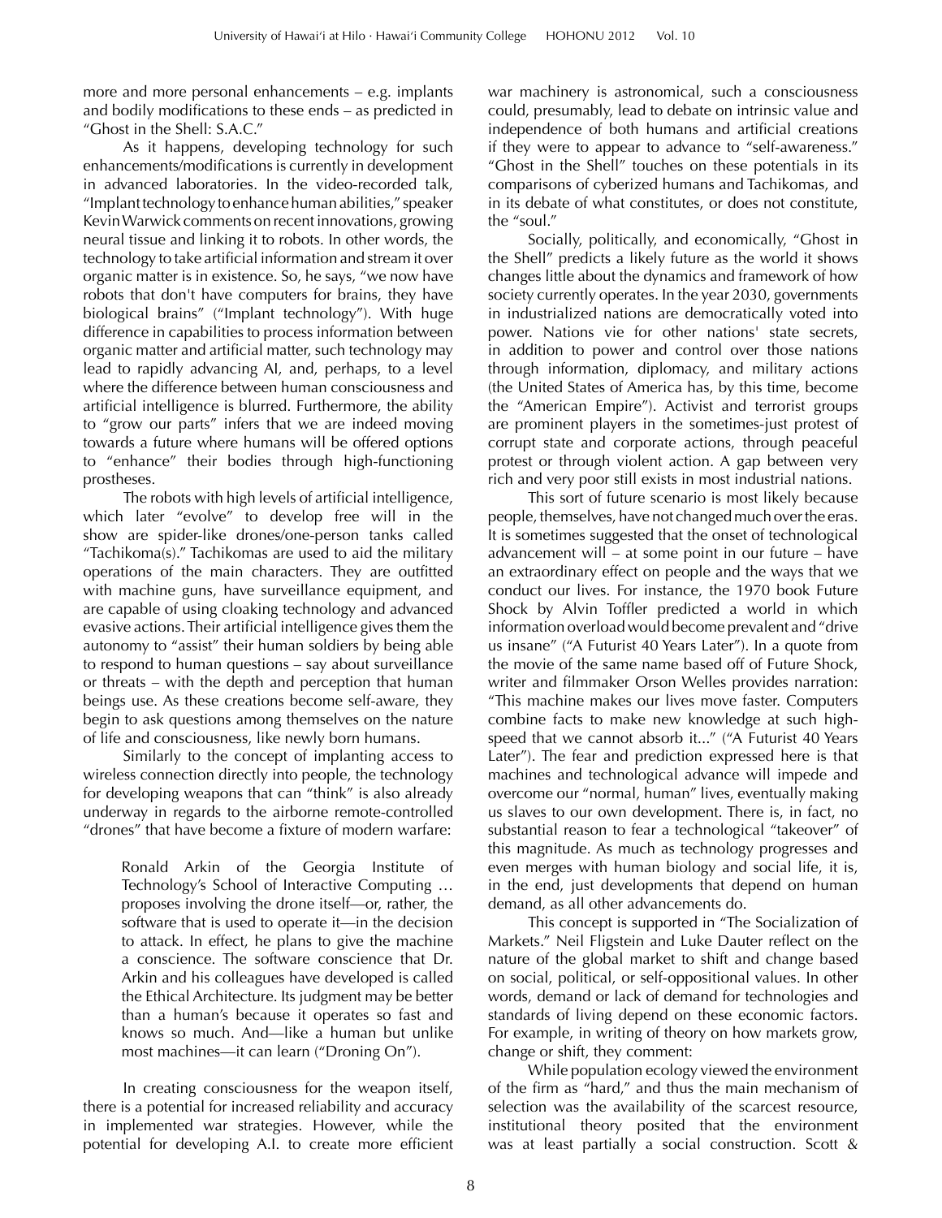more and more personal enhancements – e.g. implants and bodily modifications to these ends – as predicted in "Ghost in the Shell: S.A.C."

As it happens, developing technology for such enhancements/modifications is currently in development in advanced laboratories. In the video-recorded talk, "Implant technology to enhance human abilities," speaker Kevin Warwick comments on recent innovations, growing neural tissue and linking it to robots. In other words, the technology to take artificial information and stream it over organic matter is in existence. So, he says, "we now have robots that don't have computers for brains, they have biological brains" ("Implant technology"). With huge difference in capabilities to process information between organic matter and artificial matter, such technology may lead to rapidly advancing AI, and, perhaps, to a level where the difference between human consciousness and artificial intelligence is blurred. Furthermore, the ability to "grow our parts" infers that we are indeed moving towards a future where humans will be offered options to "enhance" their bodies through high-functioning prostheses.

The robots with high levels of artificial intelligence, which later "evolve" to develop free will in the show are spider-like drones/one-person tanks called "Tachikoma(s)." Tachikomas are used to aid the military operations of the main characters. They are outfitted with machine guns, have surveillance equipment, and are capable of using cloaking technology and advanced evasive actions. Their artificial intelligence gives them the autonomy to "assist" their human soldiers by being able to respond to human questions – say about surveillance or threats – with the depth and perception that human beings use. As these creations become self-aware, they begin to ask questions among themselves on the nature of life and consciousness, like newly born humans.

Similarly to the concept of implanting access to wireless connection directly into people, the technology for developing weapons that can "think" is also already underway in regards to the airborne remote-controlled "drones" that have become a fixture of modern warfare:

> Ronald Arkin of the Georgia Institute of Technology's School of Interactive Computing … proposes involving the drone itself—or, rather, the software that is used to operate it—in the decision to attack. In effect, he plans to give the machine a conscience. The software conscience that Dr. Arkin and his colleagues have developed is called the Ethical Architecture. Its judgment may be better than a human's because it operates so fast and knows so much. And—like a human but unlike most machines—it can learn ("Droning On").

In creating consciousness for the weapon itself, there is a potential for increased reliability and accuracy in implemented war strategies. However, while the potential for developing A.I. to create more efficient war machinery is astronomical, such a consciousness could, presumably, lead to debate on intrinsic value and independence of both humans and artificial creations if they were to appear to advance to "self-awareness." "Ghost in the Shell" touches on these potentials in its comparisons of cyberized humans and Tachikomas, and in its debate of what constitutes, or does not constitute, the "soul."

Socially, politically, and economically, "Ghost in the Shell" predicts a likely future as the world it shows changes little about the dynamics and framework of how society currently operates. In the year 2030, governments in industrialized nations are democratically voted into power. Nations vie for other nations' state secrets, in addition to power and control over those nations through information, diplomacy, and military actions (the United States of America has, by this time, become the "American Empire"). Activist and terrorist groups are prominent players in the sometimes-just protest of corrupt state and corporate actions, through peaceful protest or through violent action. A gap between very rich and very poor still exists in most industrial nations.

This sort of future scenario is most likely because people, themselves, have not changed much over the eras. It is sometimes suggested that the onset of technological advancement will – at some point in our future – have an extraordinary effect on people and the ways that we conduct our lives. For instance, the 1970 book Future Shock by Alvin Toffler predicted a world in which information overload would become prevalent and "drive us insane" ("A Futurist 40 Years Later"). In a quote from the movie of the same name based off of Future Shock, writer and filmmaker Orson Welles provides narration: "This machine makes our lives move faster. Computers combine facts to make new knowledge at such high-speed that we cannot absorb it..." ("A Futurist 40 Years Later"). The fear and prediction expressed here is that machines and technological advance will impede and overcome our "normal, human" lives, eventually making us slaves to our own development. There is, in fact, no substantial reason to fear a technological "takeover" of this magnitude. As much as technology progresses and even merges with human biology and social life, it is, in the end, just developments that depend on human demand, as all other advancements do.

This concept is supported in "The Socialization of Markets." Neil Fligstein and Luke Dauter reflect on the nature of the global market to shift and change based on social, political, or self-oppositional values. In other words, demand or lack of demand for technologies and standards of living depend on these economic factors. For example, in writing of theory on how markets grow, change or shift, they comment:

While population ecology viewed the environment of the firm as "hard," and thus the main mechanism of selection was the availability of the scarcest resource, institutional theory posited that the environment was at least partially a social construction. Scott &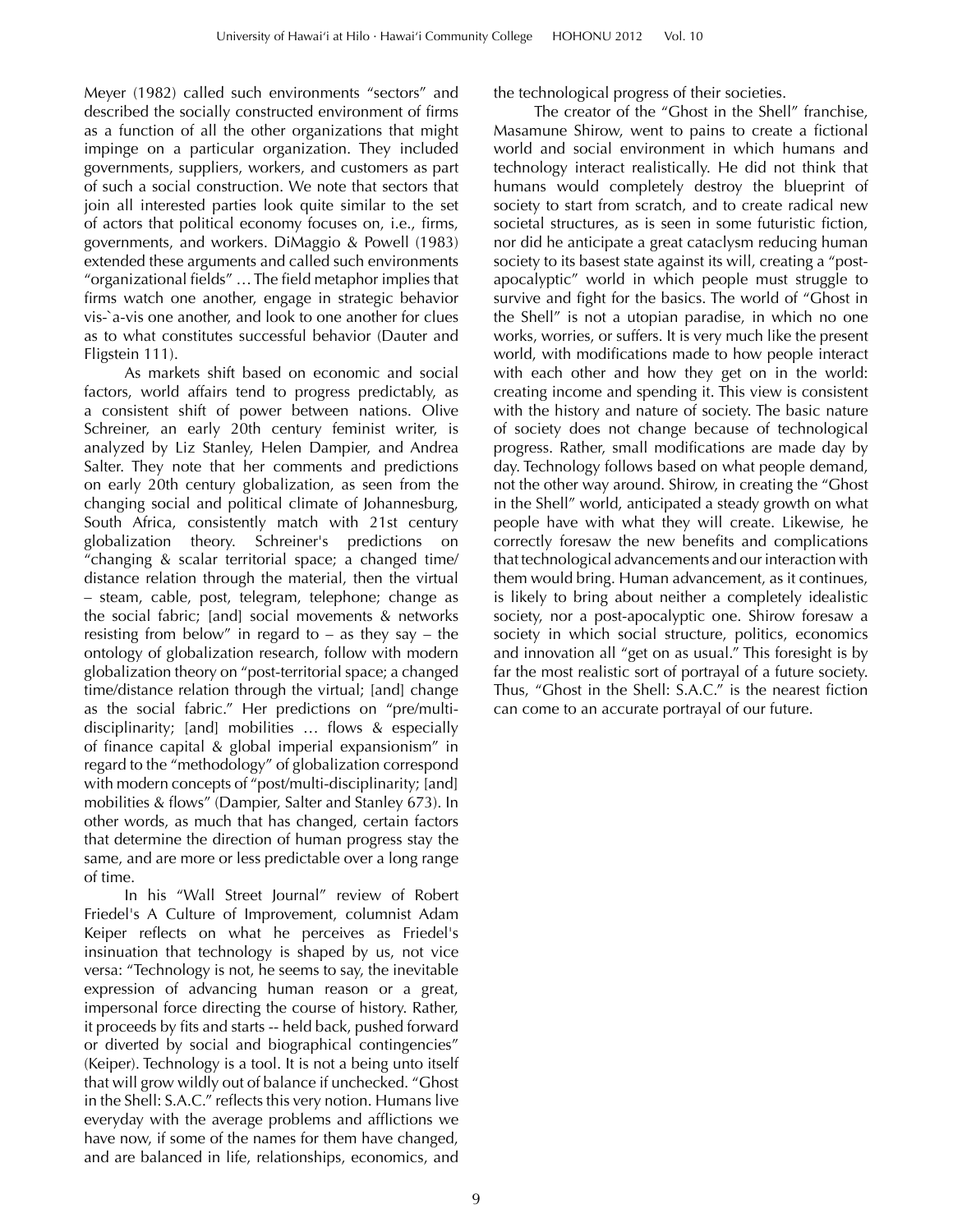Meyer (1982) called such environments "sectors" and described the socially constructed environment of firms as a function of all the other organizations that might impinge on a particular organization. They included governments, suppliers, workers, and customers as part of such a social construction. We note that sectors that join all interested parties look quite similar to the set of actors that political economy focuses on, i.e., firms, governments, and workers. DiMaggio & Powell (1983) extended these arguments and called such environments "organizational fields" … The field metaphor implies that firms watch one another, engage in strategic behavior vis-`a-vis one another, and look to one another for clues as to what constitutes successful behavior (Dauter and Fligstein 111).

As markets shift based on economic and social factors, world affairs tend to progress predictably, as a consistent shift of power between nations. Olive Schreiner, an early 20th century feminist writer, is analyzed by Liz Stanley, Helen Dampier, and Andrea Salter. They note that her comments and predictions on early 20th century globalization, as seen from the changing social and political climate of Johannesburg, South Africa, consistently match with 21st century globalization theory. Schreiner's predictions on "changing & scalar territorial space; a changed time/distance relation through the material, then the virtual – steam, cable, post, telegram, telephone; change as the social fabric; [and] social movements & networks resisting from below" in regard to – as they say – the ontology of globalization research, follow with modern globalization theory on "post-territorial space; a changed time/distance relation through the virtual; [and] change as the social fabric." Her predictions on "pre/multi-disciplinarity; [and] mobilities … flows & especially of finance capital & global imperial expansionism" in regard to the "methodology" of globalization correspond with modern concepts of "post/multi-disciplinarity; [and] mobilities & flows" (Dampier, Salter and Stanley 673). In other words, as much that has changed, certain factors that determine the direction of human progress stay the same, and are more or less predictable over a long range of time.

In his "Wall Street Journal" review of Robert Friedel's A Culture of Improvement, columnist Adam Keiper reflects on what he perceives as Friedel's insinuation that technology is shaped by us, not vice versa: "Technology is not, he seems to say, the inevitable expression of advancing human reason or a great, impersonal force directing the course of history. Rather, it proceeds by fits and starts -- held back, pushed forward or diverted by social and biographical contingencies" (Keiper). Technology is a tool. It is not a being unto itself that will grow wildly out of balance if unchecked. "Ghost in the Shell: S.A.C." reflects this very notion. Humans live everyday with the average problems and afflictions we have now, if some of the names for them have changed, and are balanced in life, relationships, economics, and the technological progress of their societies.

The creator of the "Ghost in the Shell" franchise, Masamune Shirow, went to pains to create a fictional world and social environment in which humans and technology interact realistically. He did not think that humans would completely destroy the blueprint of society to start from scratch, and to create radical new societal structures, as is seen in some futuristic fiction, nor did he anticipate a great cataclysm reducing human society to its basest state against its will, creating a "post-apocalyptic" world in which people must struggle to survive and fight for the basics. The world of "Ghost in the Shell" is not a utopian paradise, in which no one works, worries, or suffers. It is very much like the present world, with modifications made to how people interact with each other and how they get on in the world: creating income and spending it. This view is consistent with the history and nature of society. The basic nature of society does not change because of technological progress. Rather, small modifications are made day by day. Technology follows based on what people demand, not the other way around. Shirow, in creating the "Ghost in the Shell" world, anticipated a steady growth on what people have with what they will create. Likewise, he correctly foresaw the new benefits and complications that technological advancements and our interaction with them would bring. Human advancement, as it continues, is likely to bring about neither a completely idealistic society, nor a post-apocalyptic one. Shirow foresaw a society in which social structure, politics, economics and innovation all "get on as usual." This foresight is by far the most realistic sort of portrayal of a future society. Thus, "Ghost in the Shell: S.A.C." is the nearest fiction can come to an accurate portrayal of our future.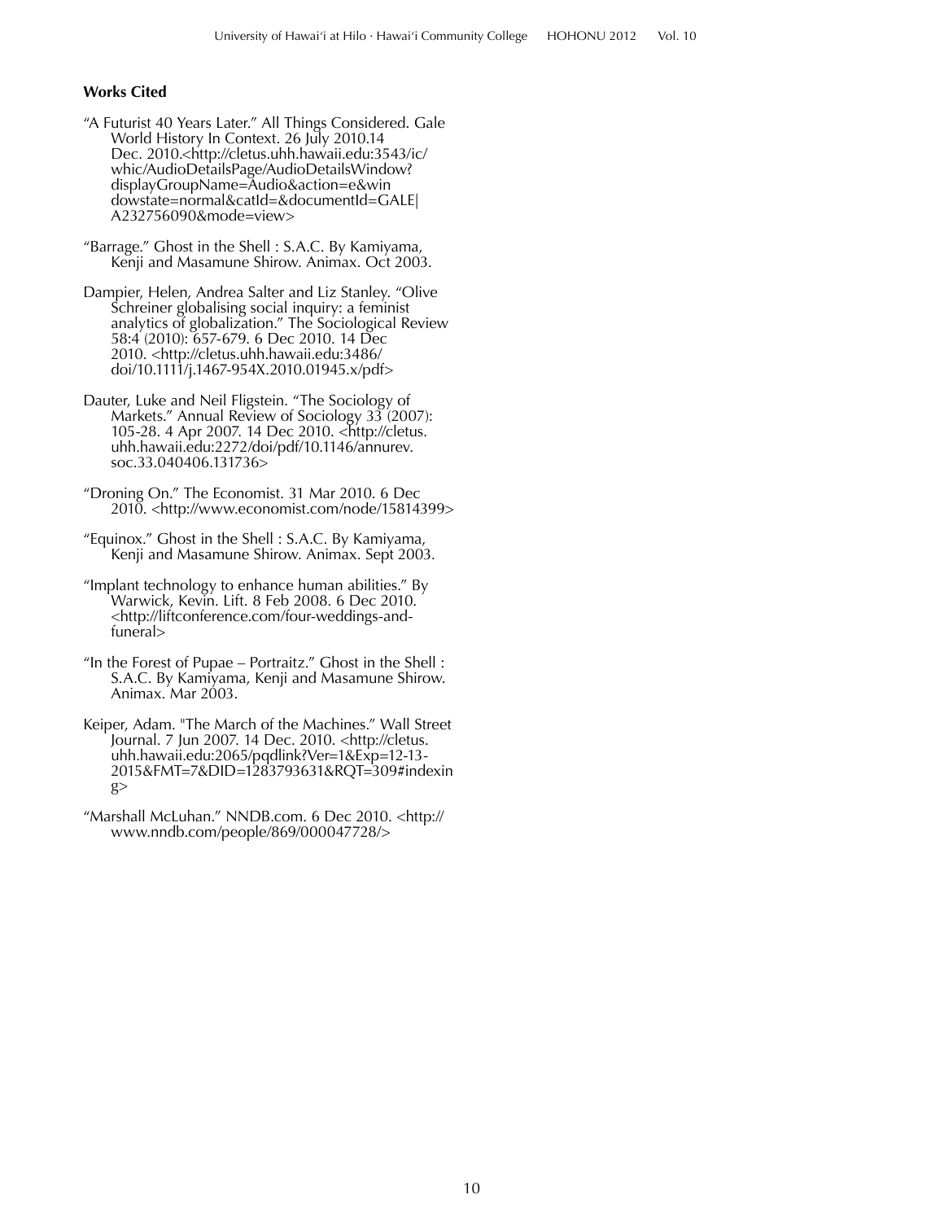**Works Cited**

"A Futurist 40 Years Later." All Things Considered. Gale World History In Context. 26 July 2010.14 Dec. 2010.<http://cletus.uhh.hawaii.edu:3543/ic/whic/AudioDetailsPage/AudioDetailsWindow?displayGroupName=Audio&action=e&windowstate=normal&catId=&documentId=GALE|A232756090&mode=view>

"Barrage." Ghost in the Shell : S.A.C. By Kamiyama, Kenji and Masamune Shirow. Animax. Oct 2003.

Dampier, Helen, Andrea Salter and Liz Stanley. "Olive Schreiner globalising social inquiry: a feminist analytics of globalization." The Sociological Review 58:4 (2010): 657-679. 6 Dec 2010. 14 Dec 2010. <http://cletus.uhh.hawaii.edu:3486/doi/10.1111/j.1467-954X.2010.01945.x/pdf>

Dauter, Luke and Neil Fligstein. "The Sociology of Markets." Annual Review of Sociology 33 (2007): 105-28. 4 Apr 2007. 14 Dec 2010. <http://cletus.uhh.hawaii.edu:2272/doi/pdf/10.1146/annurev.soc.33.040406.131736>

"Droning On." The Economist. 31 Mar 2010. 6 Dec 2010. <http://www.economist.com/node/15814399>

"Equinox." Ghost in the Shell : S.A.C. By Kamiyama, Kenji and Masamune Shirow. Animax. Sept 2003.

"Implant technology to enhance human abilities." By Warwick, Kevin. Lift. 8 Feb 2008. 6 Dec 2010. <http://liftconference.com/four-weddings-and-funeral>

"In the Forest of Pupae – Portraitz." Ghost in the Shell : S.A.C. By Kamiyama, Kenji and Masamune Shirow. Animax. Mar 2003.

Keiper, Adam. "The March of the Machines." Wall Street Journal. 7 Jun 2007. 14 Dec. 2010. <http://cletus.uhh.hawaii.edu:2065/pqdlink?Ver=1&Exp=12-13-2015&FMT=7&DID=1283793631&RQT=309#indexing>

"Marshall McLuhan." NNDB.com. 6 Dec 2010. <http://www.nndb.com/people/869/000047728/>